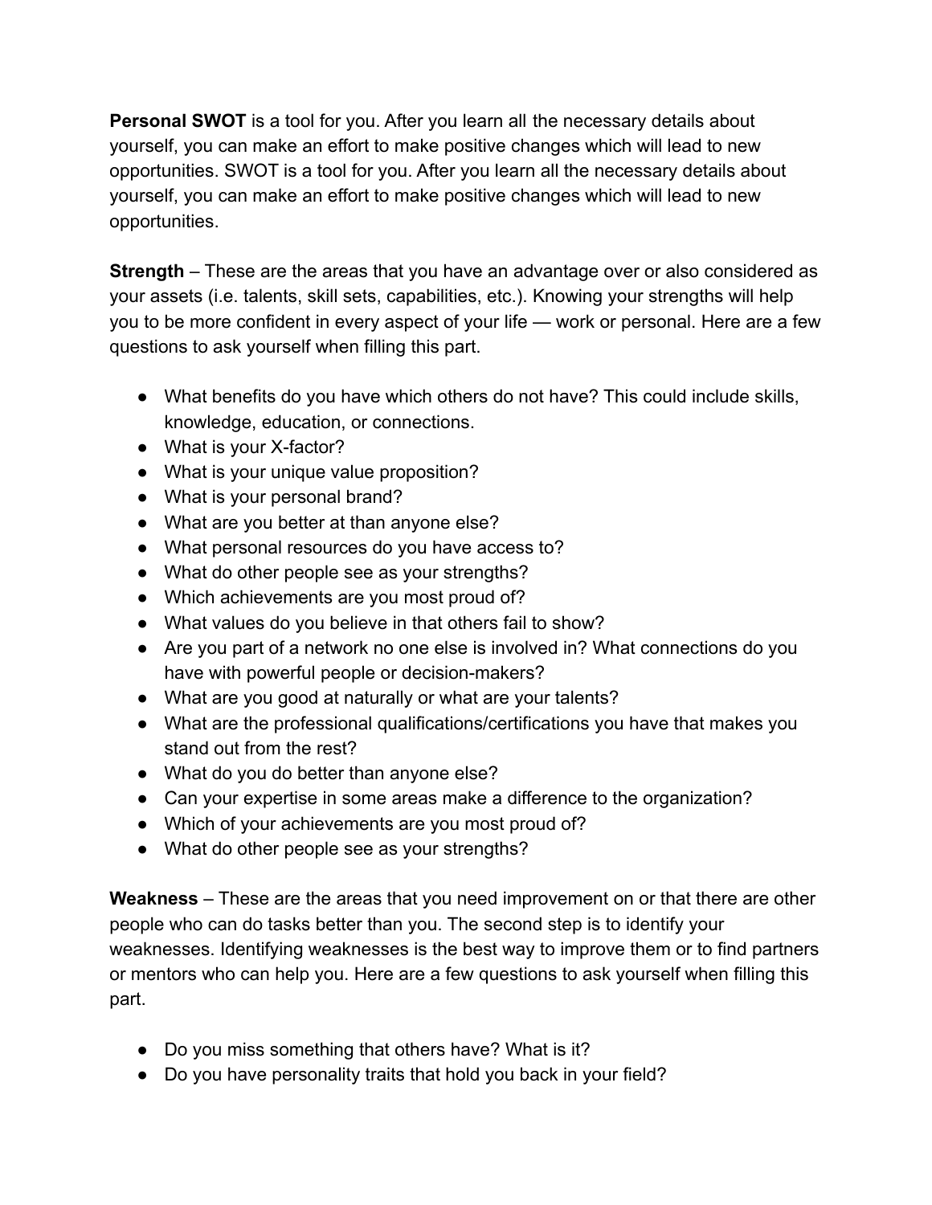**Personal SWOT** is a tool for you. After you learn all the necessary details about yourself, you can make an effort to make positive changes which will lead to new opportunities. SWOT is a tool for you. After you learn all the necessary details about yourself, you can make an effort to make positive changes which will lead to new opportunities.

**Strength** – These are the areas that you have an advantage over or also considered as your assets (i.e. talents, skill sets, capabilities, etc.). Knowing your strengths will help you to be more confident in every aspect of your life — work or personal. Here are a few questions to ask yourself when filling this part.

- What benefits do you have which others do not have? This could include skills, knowledge, education, or connections.
- What is your X-factor?
- What is your unique value proposition?
- What is your personal brand?
- What are you better at than anyone else?
- What personal resources do you have access to?
- What do other people see as your strengths?
- Which achievements are you most proud of?
- What values do you believe in that others fail to show?
- Are you part of a network no one else is involved in? What connections do you have with powerful people or decision-makers?
- What are you good at naturally or what are your talents?
- What are the professional qualifications/certifications you have that makes you stand out from the rest?
- What do you do better than anyone else?
- Can your expertise in some areas make a difference to the organization?
- Which of your achievements are you most proud of?
- What do other people see as your strengths?

**Weakness** – These are the areas that you need improvement on or that there are other people who can do tasks better than you. The second step is to identify your weaknesses. Identifying weaknesses is the best way to improve them or to find partners or mentors who can help you. Here are a few questions to ask yourself when filling this part.

- Do you miss something that others have? What is it?
- Do you have personality traits that hold you back in your field?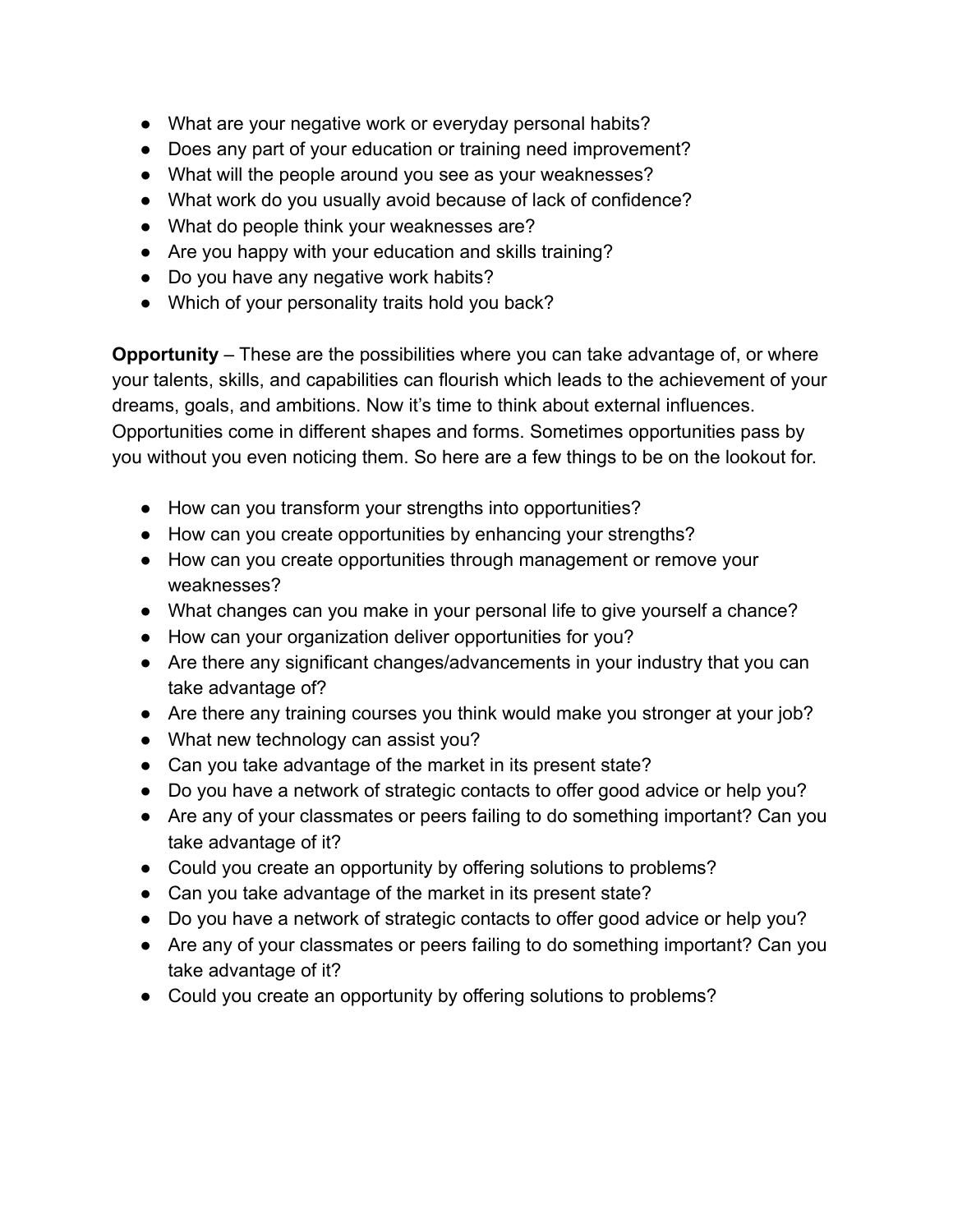- What are your negative work or everyday personal habits?
- Does any part of your education or training need improvement?
- What will the people around you see as your weaknesses?
- What work do you usually avoid because of lack of confidence?
- What do people think your weaknesses are?
- Are you happy with your education and skills training?
- Do you have any negative work habits?
- Which of your personality traits hold you back?

**Opportunity** – These are the possibilities where you can take advantage of, or where your talents, skills, and capabilities can flourish which leads to the achievement of your dreams, goals, and ambitions. Now it's time to think about external influences. Opportunities come in different shapes and forms. Sometimes opportunities pass by you without you even noticing them. So here are a few things to be on the lookout for.

- How can you transform your strengths into opportunities?
- How can you create opportunities by enhancing your strengths?
- How can you create opportunities through management or remove your weaknesses?
- What changes can you make in your personal life to give yourself a chance?
- How can your organization deliver opportunities for you?
- Are there any significant changes/advancements in your industry that you can take advantage of?
- Are there any training courses you think would make you stronger at your job?
- What new technology can assist you?
- Can you take advantage of the market in its present state?
- Do you have a network of strategic contacts to offer good advice or help you?
- Are any of your classmates or peers failing to do something important? Can you take advantage of it?
- Could you create an opportunity by offering solutions to problems?
- Can you take advantage of the market in its present state?
- Do you have a network of strategic contacts to offer good advice or help you?
- Are any of your classmates or peers failing to do something important? Can you take advantage of it?
- Could you create an opportunity by offering solutions to problems?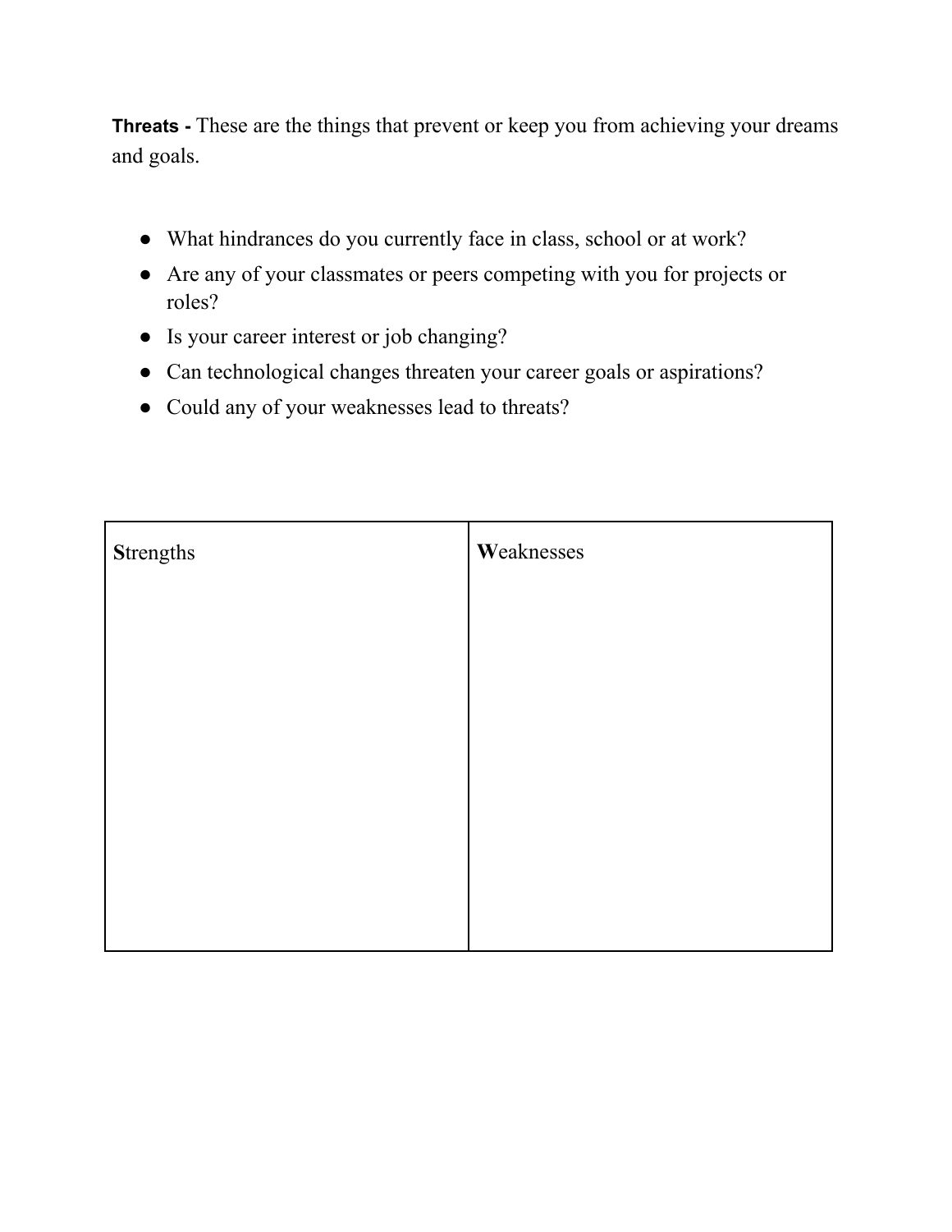**Threats -** These are the things that prevent or keep you from achieving your dreams and goals.

- What hindrances do you currently face in class, school or at work?
- Are any of your classmates or peers competing with you for projects or roles?
- Is your career interest or job changing?
- Can technological changes threaten your career goals or aspirations?
- Could any of your weaknesses lead to threats?

| **S**trengths | **W**eaknesses |
| --- | --- |
| | |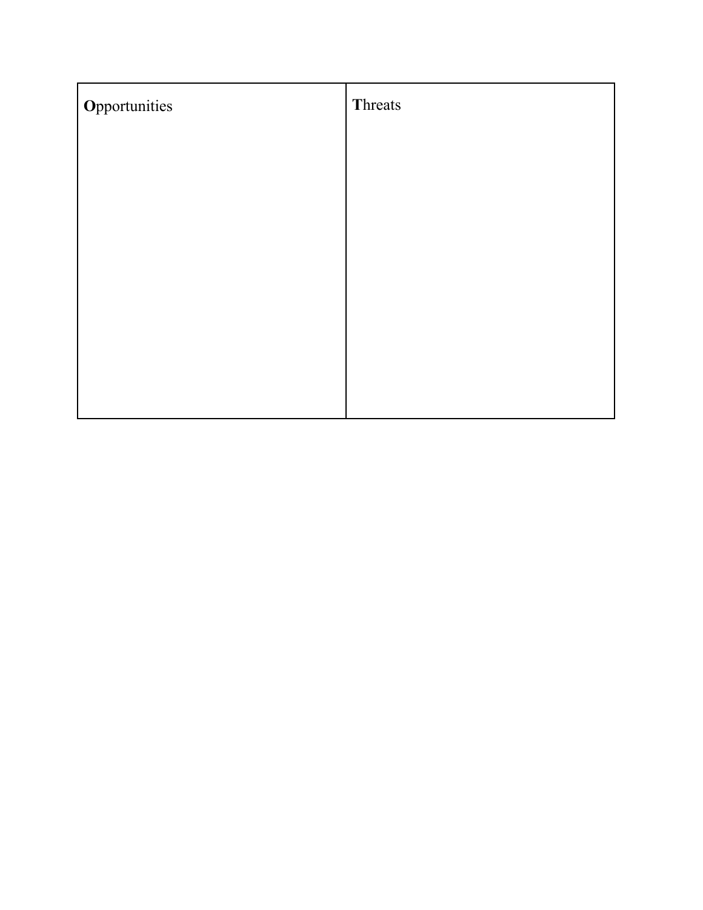| **O**pportunities | **T**hreats |
|---|---|
| | |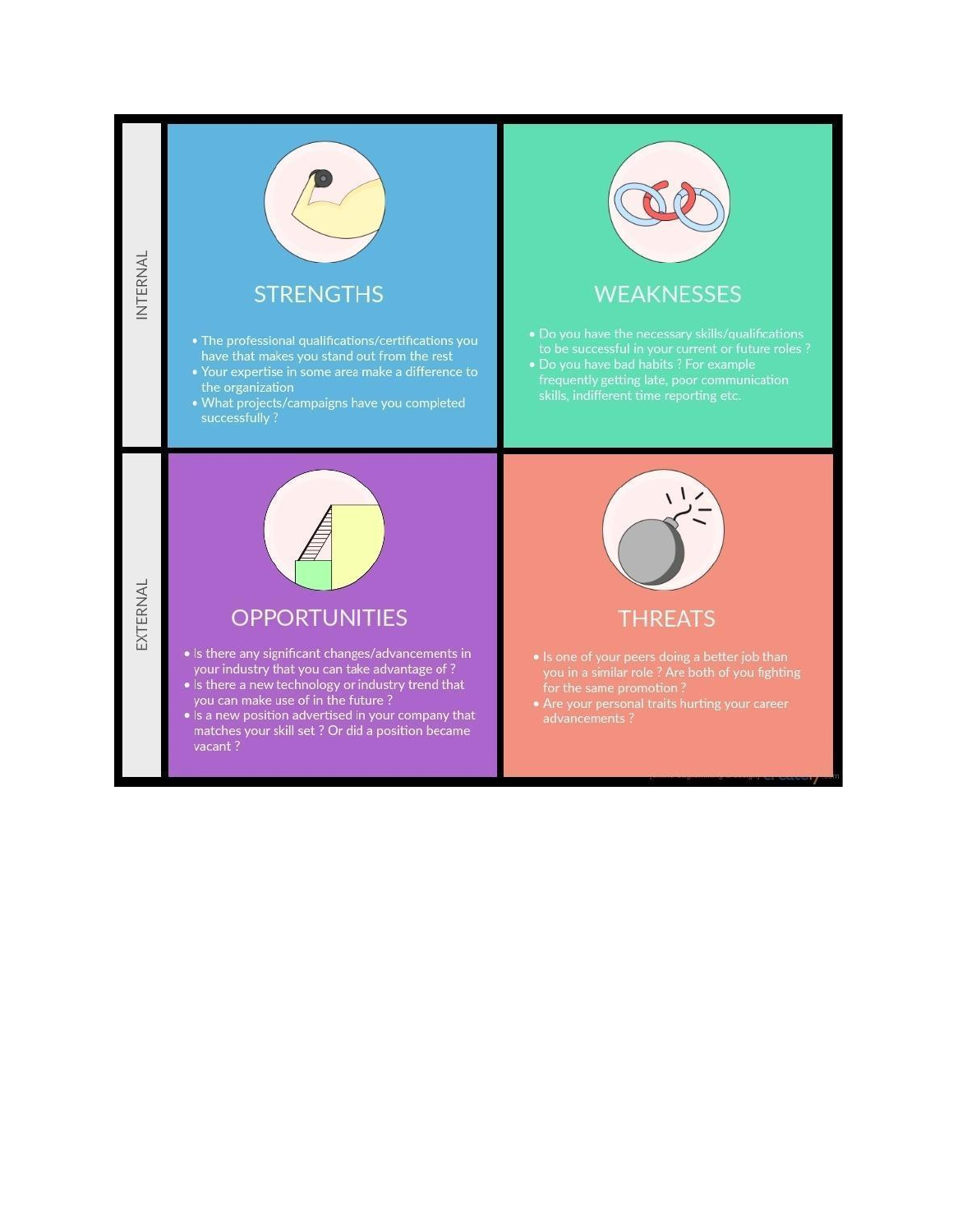INTERNAL

## STRENGTHS

- The professional qualifications/certifications you have that makes you stand out from the rest
- Your expertise in some area make a difference to the organization
- What projects/campaigns have you completed successfully ?

## WEAKNESSES

- Do you have the necessary skills/qualifications to be successful in your current or future roles ?
- Do you have bad habits ? For example frequently getting late, poor communication skills, indifferent time reporting etc.

EXTERNAL

## OPPORTUNITIES

- Is there any significant changes/advancements in your industry that you can take advantage of ?
- Is there a new technology or industry trend that you can make use of in the future ?
- Is a new position advertised in your company that matches your skill set ? Or did a position became vacant ?

## THREATS

- Is one of your peers doing a better job than you in a similar role ? Are both of you fighting for the same promotion ?
- Are your personal traits hurting your career advancements ?